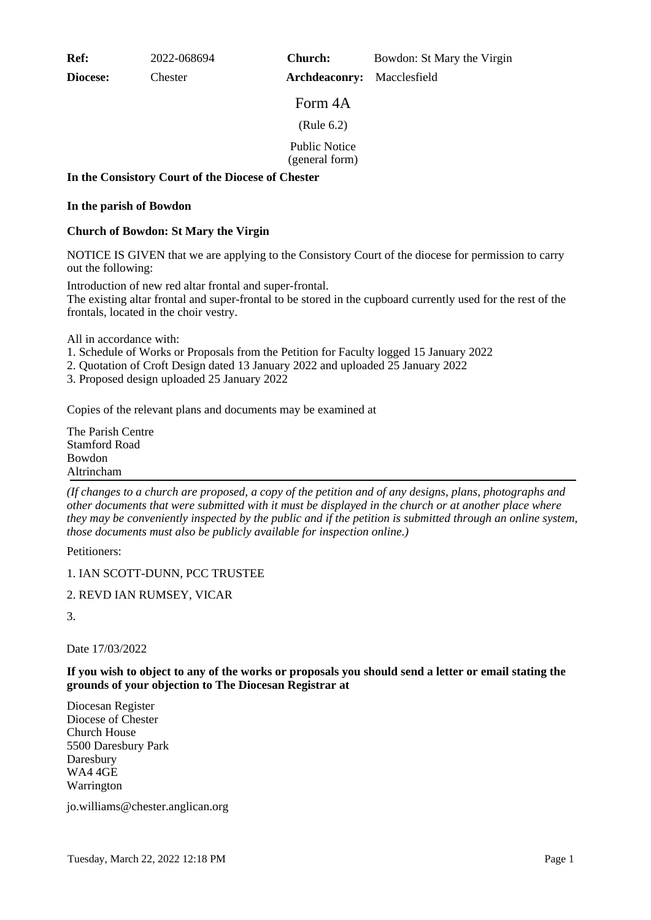| **Ref:** | 2022-068694 | **Church:** | Bowdon: St Mary the Virgin |
|---|---|---|---|
| **Diocese:** | Chester | **Archdeaconry:** | Macclesfield |

# Form 4A

(Rule 6.2)

Public Notice
(general form)

**In the Consistory Court of the Diocese of Chester**

**In the parish of Bowdon**

**Church of Bowdon: St Mary the Virgin**

NOTICE IS GIVEN that we are applying to the Consistory Court of the diocese for permission to carry out the following:

Introduction of new red altar frontal and super-frontal.
The existing altar frontal and super-frontal to be stored in the cupboard currently used for the rest of the frontals, located in the choir vestry.

All in accordance with:
1. Schedule of Works or Proposals from the Petition for Faculty logged 15 January 2022
2. Quotation of Croft Design dated 13 January 2022 and uploaded 25 January 2022
3. Proposed design uploaded 25 January 2022

Copies of the relevant plans and documents may be examined at

The Parish Centre
Stamford Road
Bowdon
Altrincham

---

*(If changes to a church are proposed, a copy of the petition and of any designs, plans, photographs and other documents that were submitted with it must be displayed in the church or at another place where they may be conveniently inspected by the public and if the petition is submitted through an online system, those documents must also be publicly available for inspection online.)*

Petitioners:

1. IAN SCOTT-DUNN, PCC TRUSTEE

2. REVD IAN RUMSEY, VICAR

3.

Date 17/03/2022

**If you wish to object to any of the works or proposals you should send a letter or email stating the grounds of your objection to The Diocesan Registrar at**

Diocesan Register
Diocese of Chester
Church House
5500 Daresbury Park
Daresbury
WA4 4GE
Warrington

jo.williams@chester.anglican.org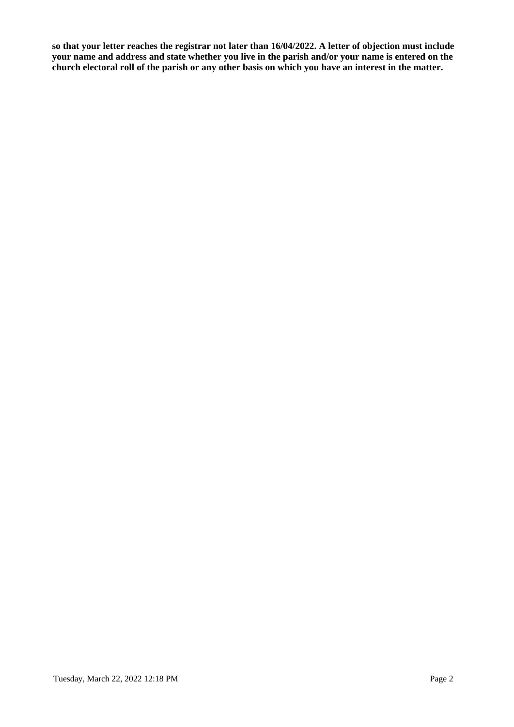**so that your letter reaches the registrar not later than 16/04/2022. A letter of objection must include your name and address and state whether you live in the parish and/or your name is entered on the church electoral roll of the parish or any other basis on which you have an interest in the matter.**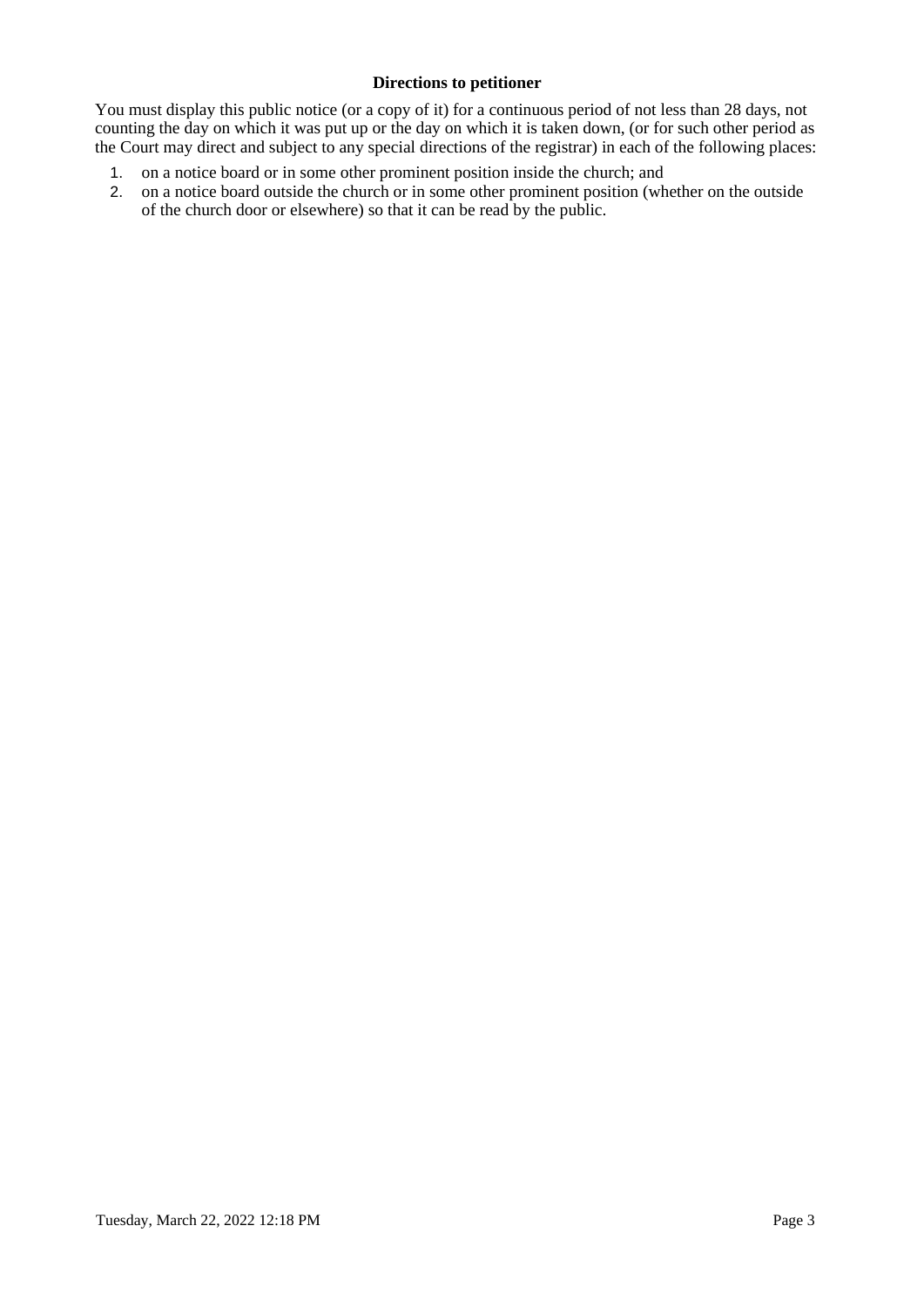**Directions to petitioner**

You must display this public notice (or a copy of it) for a continuous period of not less than 28 days, not counting the day on which it was put up or the day on which it is taken down, (or for such other period as the Court may direct and subject to any special directions of the registrar) in each of the following places:

1. on a notice board or in some other prominent position inside the church; and
2. on a notice board outside the church or in some other prominent position (whether on the outside of the church door or elsewhere) so that it can be read by the public.

Tuesday, March 22, 2022 12:18 PM